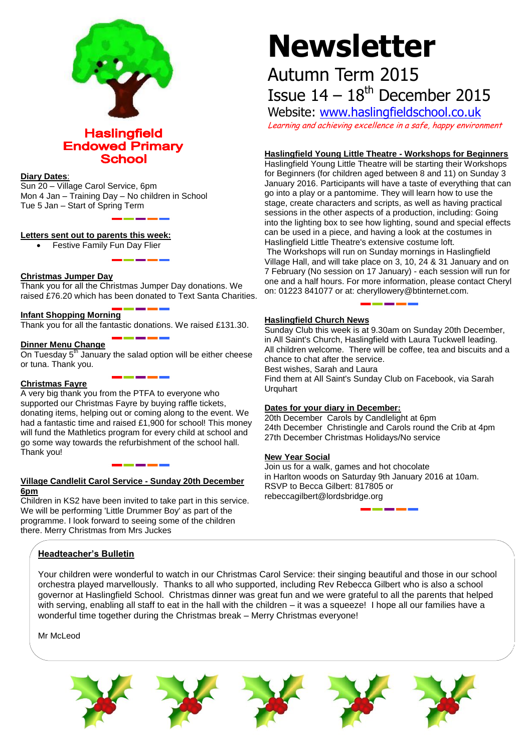# Newsletter

## Autumn Term 2015

## Issue 14 – 18th December 2015

Website: www.haslingfieldschool.co.uk

*Learning and achieving excellence in a safe, happy environment*

**Haslingfield Endowed Primary School**

**Diary Dates**:

Sun 20 – Village Carol Service, 6pm
Mon 4 Jan – Training Day – No children in School
Tue 5 Jan – Start of Spring Term

**Letters sent out to parents this week:**

- Festive Family Fun Day Flier

**Christmas Jumper Day**

Thank you for all the Christmas Jumper Day donations. We raised £76.20 which has been donated to Text Santa Charities.

**Infant Shopping Morning**

Thank you for all the fantastic donations. We raised £131.30.

**Dinner Menu Change**

On Tuesday 5th January the salad option will be either cheese or tuna. Thank you.

**Christmas Fayre**

A very big thank you from the PTFA to everyone who supported our Christmas Fayre by buying raffle tickets, donating items, helping out or coming along to the event. We had a fantastic time and raised £1,900 for school! This money will fund the Mathletics program for every child at school and go some way towards the refurbishment of the school hall. Thank you!

**Village Candlelit Carol Service - Sunday 20th December 6pm**

Children in KS2 have been invited to take part in this service. We will be performing 'Little Drummer Boy' as part of the programme. I look forward to seeing some of the children there. Merry Christmas from Mrs Juckes

**Haslingfield Young Little Theatre - Workshops for Beginners**

Haslingfield Young Little Theatre will be starting their Workshops for Beginners (for children aged between 8 and 11) on Sunday 3 January 2016. Participants will have a taste of everything that can go into a play or a pantomime. They will learn how to use the stage, create characters and scripts, as well as having practical sessions in the other aspects of a production, including: Going into the lighting box to see how lighting, sound and special effects can be used in a piece, and having a look at the costumes in Haslingfield Little Theatre's extensive costume loft.

The Workshops will run on Sunday mornings in Haslingfield Village Hall, and will take place on 3, 10, 24 & 31 January and on 7 February (No session on 17 January) - each session will run for one and a half hours. For more information, please contact Cheryl on: 01223 841077 or at: cheryllowery@btinternet.com.

**Haslingfield Church News**

Sunday Club this week is at 9.30am on Sunday 20th December, in All Saint's Church, Haslingfield with Laura Tuckwell leading. All children welcome. There will be coffee, tea and biscuits and a chance to chat after the service.
Best wishes, Sarah and Laura
Find them at All Saint's Sunday Club on Facebook, via Sarah Urquhart

**Dates for your diary in December:**

20th December Carols by Candlelight at 6pm
24th December Christingle and Carols round the Crib at 4pm
27th December Christmas Holidays/No service

**New Year Social**

Join us for a walk, games and hot chocolate in Harlton woods on Saturday 9th January 2016 at 10am.
RSVP to Becca Gilbert: 817805 or rebeccagilbert@lordsbridge.org

**Headteacher's Bulletin**

Your children were wonderful to watch in our Christmas Carol Service: their singing beautiful and those in our school orchestra played marvellously. Thanks to all who supported, including Rev Rebecca Gilbert who is also a school governor at Haslingfield School. Christmas dinner was great fun and we were grateful to all the parents that helped with serving, enabling all staff to eat in the hall with the children – it was a squeeze! I hope all our families have a wonderful time together during the Christmas break – Merry Christmas everyone!

Mr McLeod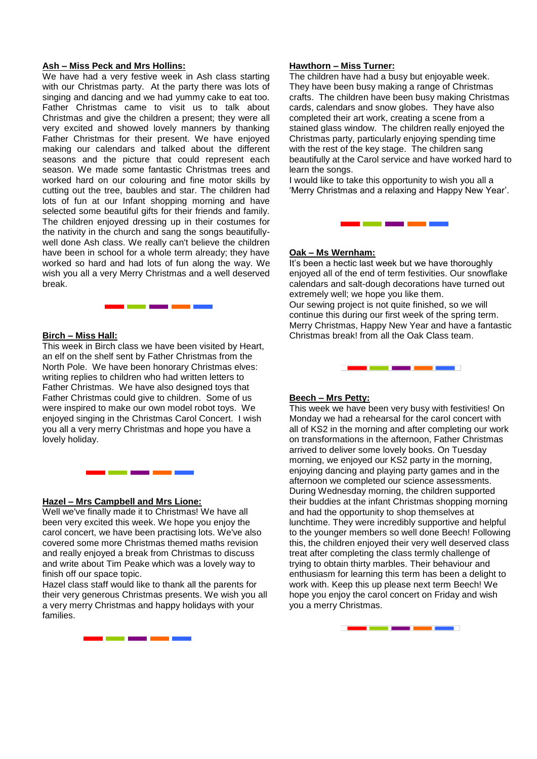**Ash – Miss Peck and Mrs Hollins:**

We have had a very festive week in Ash class starting with our Christmas party. At the party there was lots of singing and dancing and we had yummy cake to eat too. Father Christmas came to visit us to talk about Christmas and give the children a present; they were all very excited and showed lovely manners by thanking Father Christmas for their present. We have enjoyed making our calendars and talked about the different seasons and the picture that could represent each season. We made some fantastic Christmas trees and worked hard on our colouring and fine motor skills by cutting out the tree, baubles and star. The children had lots of fun at our Infant shopping morning and have selected some beautiful gifts for their friends and family. The children enjoyed dressing up in their costumes for the nativity in the church and sang the songs beautifully-well done Ash class. We really can't believe the children have been in school for a whole term already; they have worked so hard and had lots of fun along the way. We wish you all a very Merry Christmas and a well deserved break.

**Birch – Miss Hall:**

This week in Birch class we have been visited by Heart, an elf on the shelf sent by Father Christmas from the North Pole. We have been honorary Christmas elves: writing replies to children who had written letters to Father Christmas. We have also designed toys that Father Christmas could give to children. Some of us were inspired to make our own model robot toys. We enjoyed singing in the Christmas Carol Concert. I wish you all a very merry Christmas and hope you have a lovely holiday.

**Hazel – Mrs Campbell and Mrs Lione:**

Well we've finally made it to Christmas! We have all been very excited this week. We hope you enjoy the carol concert, we have been practising lots. We've also covered some more Christmas themed maths revision and really enjoyed a break from Christmas to discuss and write about Tim Peake which was a lovely way to finish off our space topic.

Hazel class staff would like to thank all the parents for their very generous Christmas presents. We wish you all a very merry Christmas and happy holidays with your families.

**Hawthorn – Miss Turner:**

The children have had a busy but enjoyable week. They have been busy making a range of Christmas crafts. The children have been busy making Christmas cards, calendars and snow globes. They have also completed their art work, creating a scene from a stained glass window. The children really enjoyed the Christmas party, particularly enjoying spending time with the rest of the key stage. The children sang beautifully at the Carol service and have worked hard to learn the songs.

I would like to take this opportunity to wish you all a 'Merry Christmas and a relaxing and Happy New Year'.

**Oak – Ms Wernham:**

It's been a hectic last week but we have thoroughly enjoyed all of the end of term festivities. Our snowflake calendars and salt-dough decorations have turned out extremely well; we hope you like them.

Our sewing project is not quite finished, so we will continue this during our first week of the spring term. Merry Christmas, Happy New Year and have a fantastic Christmas break! from all the Oak Class team.

**Beech – Mrs Petty:**

This week we have been very busy with festivities! On Monday we had a rehearsal for the carol concert with all of KS2 in the morning and after completing our work on transformations in the afternoon, Father Christmas arrived to deliver some lovely books. On Tuesday morning, we enjoyed our KS2 party in the morning, enjoying dancing and playing party games and in the afternoon we completed our science assessments. During Wednesday morning, the children supported their buddies at the infant Christmas shopping morning and had the opportunity to shop themselves at lunchtime. They were incredibly supportive and helpful to the younger members so well done Beech! Following this, the children enjoyed their very well deserved class treat after completing the class termly challenge of trying to obtain thirty marbles. Their behaviour and enthusiasm for learning this term has been a delight to work with. Keep this up please next term Beech! We hope you enjoy the carol concert on Friday and wish you a merry Christmas.